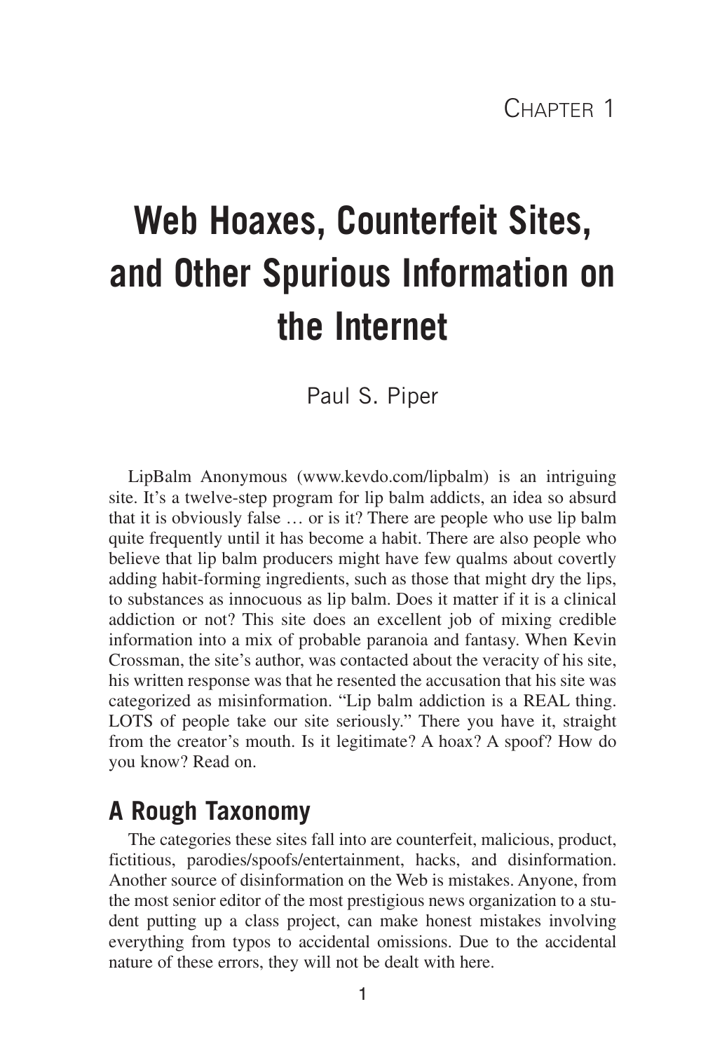Chapter 1

# Web Hoaxes, Counterfeit Sites, and Other Spurious Information on the Internet

Paul S. Piper

LipBalm Anonymous (www.kevdo.com/lipbalm) is an intriguing site. It's a twelve-step program for lip balm addicts, an idea so absurd that it is obviously false … or is it? There are people who use lip balm quite frequently until it has become a habit. There are also people who believe that lip balm producers might have few qualms about covertly adding habit-forming ingredients, such as those that might dry the lips, to substances as innocuous as lip balm. Does it matter if it is a clinical addiction or not? This site does an excellent job of mixing credible information into a mix of probable paranoia and fantasy. When Kevin Crossman, the site's author, was contacted about the veracity of his site, his written response was that he resented the accusation that his site was categorized as misinformation. "Lip balm addiction is a REAL thing. LOTS of people take our site seriously." There you have it, straight from the creator's mouth. Is it legitimate? A hoax? A spoof? How do you know? Read on.

## A Rough Taxonomy

The categories these sites fall into are counterfeit, malicious, product, fictitious, parodies/spoofs/entertainment, hacks, and disinformation. Another source of disinformation on the Web is mistakes. Anyone, from the most senior editor of the most prestigious news organization to a student putting up a class project, can make honest mistakes involving everything from typos to accidental omissions. Due to the accidental nature of these errors, they will not be dealt with here.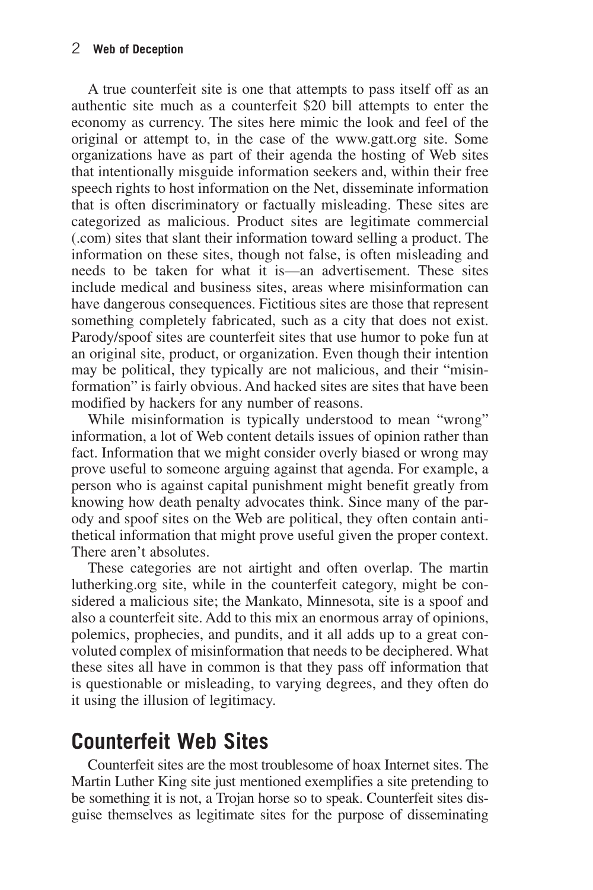A true counterfeit site is one that attempts to pass itself off as an authentic site much as a counterfeit $20 bill attempts to enter the economy as currency. The sites here mimic the look and feel of the original or attempt to, in the case of the www.gatt.org site. Some organizations have as part of their agenda the hosting of Web sites that intentionally misguide information seekers and, within their free speech rights to host information on the Net, disseminate information that is often discriminatory or factually misleading. These sites are categorized as malicious. Product sites are legitimate commercial (.com) sites that slant their information toward selling a product. The information on these sites, though not false, is often misleading and needs to be taken for what it is—an advertisement. These sites include medical and business sites, areas where misinformation can have dangerous consequences. Fictitious sites are those that represent something completely fabricated, such as a city that does not exist. Parody/spoof sites are counterfeit sites that use humor to poke fun at an original site, product, or organization. Even though their intention may be political, they typically are not malicious, and their "misinformation" is fairly obvious. And hacked sites are sites that have been modified by hackers for any number of reasons.

While misinformation is typically understood to mean "wrong" information, a lot of Web content details issues of opinion rather than fact. Information that we might consider overly biased or wrong may prove useful to someone arguing against that agenda. For example, a person who is against capital punishment might benefit greatly from knowing how death penalty advocates think. Since many of the parody and spoof sites on the Web are political, they often contain antithetical information that might prove useful given the proper context. There aren't absolutes.

These categories are not airtight and often overlap. The martin lutherking.org site, while in the counterfeit category, might be considered a malicious site; the Mankato, Minnesota, site is a spoof and also a counterfeit site. Add to this mix an enormous array of opinions, polemics, prophecies, and pundits, and it all adds up to a great convoluted complex of misinformation that needs to be deciphered. What these sites all have in common is that they pass off information that is questionable or misleading, to varying degrees, and they often do it using the illusion of legitimacy.

## Counterfeit Web Sites

Counterfeit sites are the most troublesome of hoax Internet sites. The Martin Luther King site just mentioned exemplifies a site pretending to be something it is not, a Trojan horse so to speak. Counterfeit sites disguise themselves as legitimate sites for the purpose of disseminating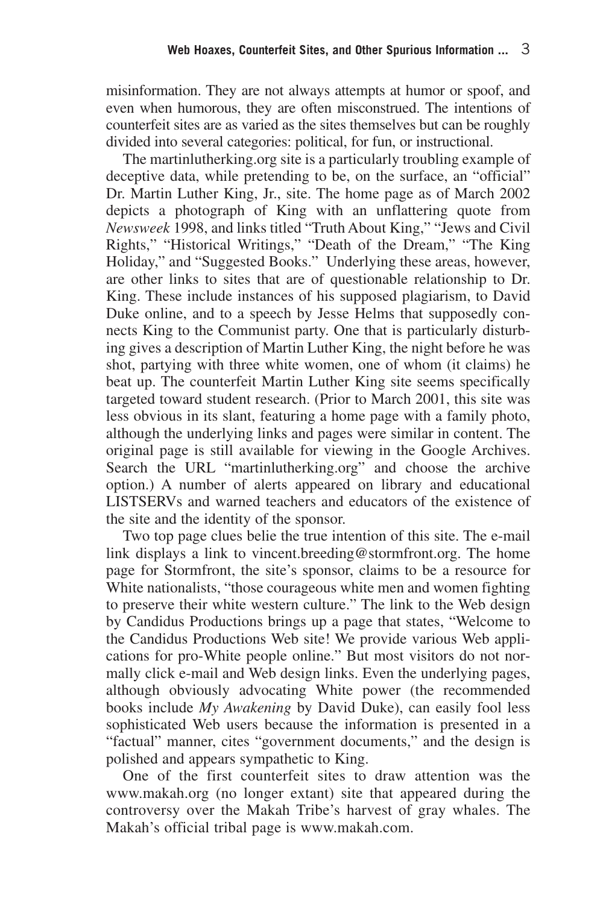misinformation. They are not always attempts at humor or spoof, and even when humorous, they are often misconstrued. The intentions of counterfeit sites are as varied as the sites themselves but can be roughly divided into several categories: political, for fun, or instructional.

The martinlutherking.org site is a particularly troubling example of deceptive data, while pretending to be, on the surface, an "official" Dr. Martin Luther King, Jr., site. The home page as of March 2002 depicts a photograph of King with an unflattering quote from *Newsweek* 1998, and links titled "Truth About King," "Jews and Civil Rights," "Historical Writings," "Death of the Dream," "The King Holiday," and "Suggested Books." Underlying these areas, however, are other links to sites that are of questionable relationship to Dr. King. These include instances of his supposed plagiarism, to David Duke online, and to a speech by Jesse Helms that supposedly connects King to the Communist party. One that is particularly disturbing gives a description of Martin Luther King, the night before he was shot, partying with three white women, one of whom (it claims) he beat up. The counterfeit Martin Luther King site seems specifically targeted toward student research. (Prior to March 2001, this site was less obvious in its slant, featuring a home page with a family photo, although the underlying links and pages were similar in content. The original page is still available for viewing in the Google Archives. Search the URL "martinlutherking.org" and choose the archive option.) A number of alerts appeared on library and educational LISTSERVs and warned teachers and educators of the existence of the site and the identity of the sponsor.

Two top page clues belie the true intention of this site. The e-mail link displays a link to vincent.breeding@stormfront.org. The home page for Stormfront, the site's sponsor, claims to be a resource for White nationalists, "those courageous white men and women fighting to preserve their white western culture." The link to the Web design by Candidus Productions brings up a page that states, "Welcome to the Candidus Productions Web site! We provide various Web applications for pro-White people online." But most visitors do not normally click e-mail and Web design links. Even the underlying pages, although obviously advocating White power (the recommended books include *My Awakening* by David Duke), can easily fool less sophisticated Web users because the information is presented in a "factual" manner, cites "government documents," and the design is polished and appears sympathetic to King.

One of the first counterfeit sites to draw attention was the www.makah.org (no longer extant) site that appeared during the controversy over the Makah Tribe's harvest of gray whales. The Makah's official tribal page is www.makah.com.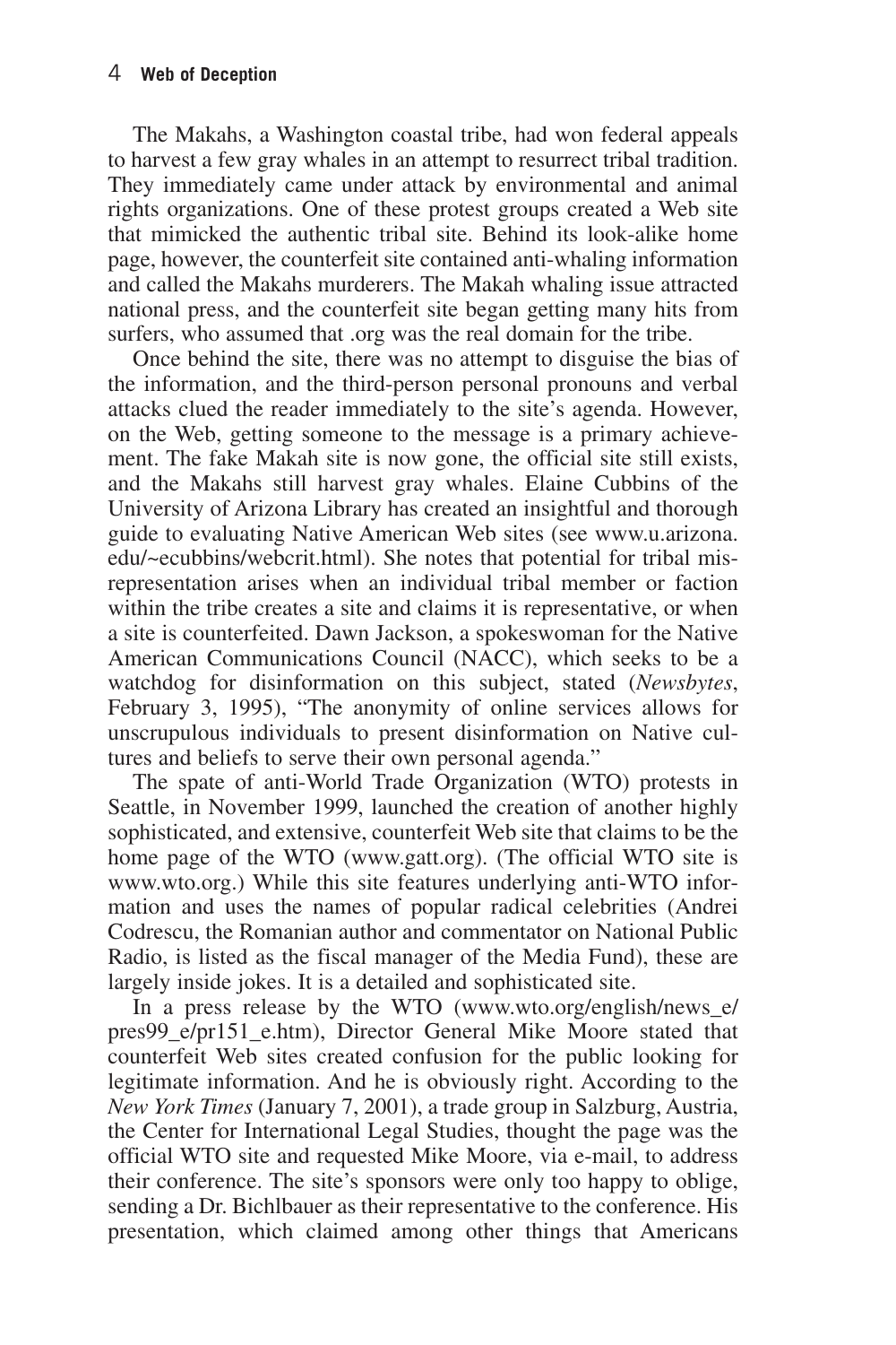The Makahs, a Washington coastal tribe, had won federal appeals to harvest a few gray whales in an attempt to resurrect tribal tradition. They immediately came under attack by environmental and animal rights organizations. One of these protest groups created a Web site that mimicked the authentic tribal site. Behind its look-alike home page, however, the counterfeit site contained anti-whaling information and called the Makahs murderers. The Makah whaling issue attracted national press, and the counterfeit site began getting many hits from surfers, who assumed that .org was the real domain for the tribe.

Once behind the site, there was no attempt to disguise the bias of the information, and the third-person personal pronouns and verbal attacks clued the reader immediately to the site's agenda. However, on the Web, getting someone to the message is a primary achievement. The fake Makah site is now gone, the official site still exists, and the Makahs still harvest gray whales. Elaine Cubbins of the University of Arizona Library has created an insightful and thorough guide to evaluating Native American Web sites (see www.u.arizona.edu/~ecubbins/webcrit.html). She notes that potential for tribal misrepresentation arises when an individual tribal member or faction within the tribe creates a site and claims it is representative, or when a site is counterfeited. Dawn Jackson, a spokeswoman for the Native American Communications Council (NACC), which seeks to be a watchdog for disinformation on this subject, stated (*Newsbytes*, February 3, 1995), "The anonymity of online services allows for unscrupulous individuals to present disinformation on Native cultures and beliefs to serve their own personal agenda."

The spate of anti-World Trade Organization (WTO) protests in Seattle, in November 1999, launched the creation of another highly sophisticated, and extensive, counterfeit Web site that claims to be the home page of the WTO (www.gatt.org). (The official WTO site is www.wto.org.) While this site features underlying anti-WTO information and uses the names of popular radical celebrities (Andrei Codrescu, the Romanian author and commentator on National Public Radio, is listed as the fiscal manager of the Media Fund), these are largely inside jokes. It is a detailed and sophisticated site.

In a press release by the WTO (www.wto.org/english/news_e/pres99_e/pr151_e.htm), Director General Mike Moore stated that counterfeit Web sites created confusion for the public looking for legitimate information. And he is obviously right. According to the *New York Times* (January 7, 2001), a trade group in Salzburg, Austria, the Center for International Legal Studies, thought the page was the official WTO site and requested Mike Moore, via e-mail, to address their conference. The site's sponsors were only too happy to oblige, sending a Dr. Bichlbauer as their representative to the conference. His presentation, which claimed among other things that Americans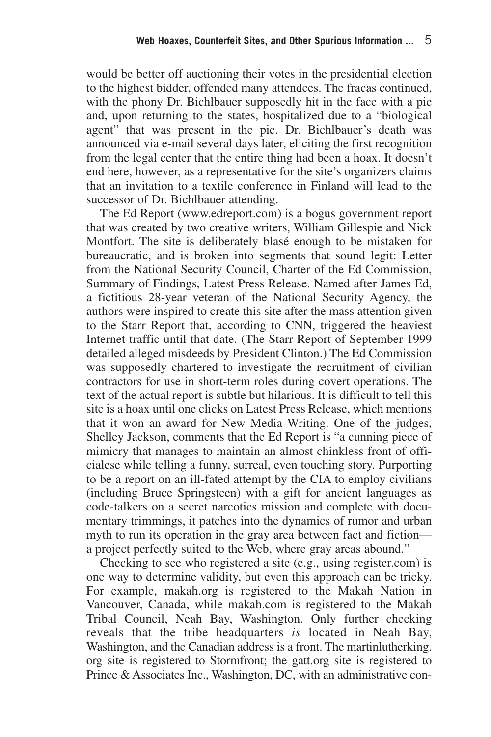would be better off auctioning their votes in the presidential election to the highest bidder, offended many attendees. The fracas continued, with the phony Dr. Bichlbauer supposedly hit in the face with a pie and, upon returning to the states, hospitalized due to a "biological agent" that was present in the pie. Dr. Bichlbauer's death was announced via e-mail several days later, eliciting the first recognition from the legal center that the entire thing had been a hoax. It doesn't end here, however, as a representative for the site's organizers claims that an invitation to a textile conference in Finland will lead to the successor of Dr. Bichlbauer attending.

The Ed Report (www.edreport.com) is a bogus government report that was created by two creative writers, William Gillespie and Nick Montfort. The site is deliberately blasé enough to be mistaken for bureaucratic, and is broken into segments that sound legit: Letter from the National Security Council, Charter of the Ed Commission, Summary of Findings, Latest Press Release. Named after James Ed, a fictitious 28-year veteran of the National Security Agency, the authors were inspired to create this site after the mass attention given to the Starr Report that, according to CNN, triggered the heaviest Internet traffic until that date. (The Starr Report of September 1999 detailed alleged misdeeds by President Clinton.) The Ed Commission was supposedly chartered to investigate the recruitment of civilian contractors for use in short-term roles during covert operations. The text of the actual report is subtle but hilarious. It is difficult to tell this site is a hoax until one clicks on Latest Press Release, which mentions that it won an award for New Media Writing. One of the judges, Shelley Jackson, comments that the Ed Report is "a cunning piece of mimicry that manages to maintain an almost chinkless front of officialese while telling a funny, surreal, even touching story. Purporting to be a report on an ill-fated attempt by the CIA to employ civilians (including Bruce Springsteen) with a gift for ancient languages as code-talkers on a secret narcotics mission and complete with documentary trimmings, it patches into the dynamics of rumor and urban myth to run its operation in the gray area between fact and fiction—a project perfectly suited to the Web, where gray areas abound."

Checking to see who registered a site (e.g., using register.com) is one way to determine validity, but even this approach can be tricky. For example, makah.org is registered to the Makah Nation in Vancouver, Canada, while makah.com is registered to the Makah Tribal Council, Neah Bay, Washington. Only further checking reveals that the tribe headquarters *is* located in Neah Bay, Washington, and the Canadian address is a front. The martinlutherking.org site is registered to Stormfront; the gatt.org site is registered to Prince & Associates Inc., Washington, DC, with an administrative con-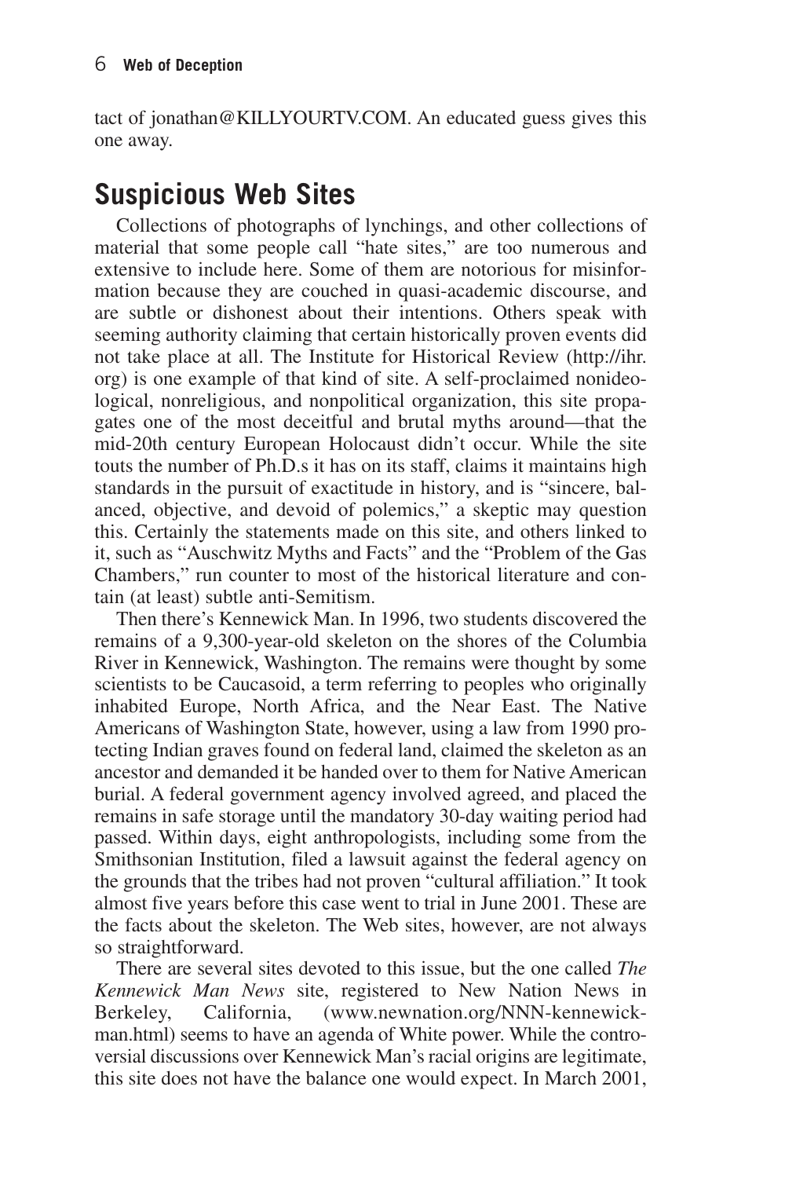tact of jonathan@KILLYOURTV.COM. An educated guess gives this one away.

## Suspicious Web Sites

Collections of photographs of lynchings, and other collections of material that some people call "hate sites," are too numerous and extensive to include here. Some of them are notorious for misinformation because they are couched in quasi-academic discourse, and are subtle or dishonest about their intentions. Others speak with seeming authority claiming that certain historically proven events did not take place at all. The Institute for Historical Review (http://ihr.org) is one example of that kind of site. A self-proclaimed nonideological, nonreligious, and nonpolitical organization, this site propagates one of the most deceitful and brutal myths around—that the mid-20th century European Holocaust didn't occur. While the site touts the number of Ph.D.s it has on its staff, claims it maintains high standards in the pursuit of exactitude in history, and is "sincere, balanced, objective, and devoid of polemics," a skeptic may question this. Certainly the statements made on this site, and others linked to it, such as "Auschwitz Myths and Facts" and the "Problem of the Gas Chambers," run counter to most of the historical literature and contain (at least) subtle anti-Semitism.

Then there's Kennewick Man. In 1996, two students discovered the remains of a 9,300-year-old skeleton on the shores of the Columbia River in Kennewick, Washington. The remains were thought by some scientists to be Caucasoid, a term referring to peoples who originally inhabited Europe, North Africa, and the Near East. The Native Americans of Washington State, however, using a law from 1990 protecting Indian graves found on federal land, claimed the skeleton as an ancestor and demanded it be handed over to them for Native American burial. A federal government agency involved agreed, and placed the remains in safe storage until the mandatory 30-day waiting period had passed. Within days, eight anthropologists, including some from the Smithsonian Institution, filed a lawsuit against the federal agency on the grounds that the tribes had not proven "cultural affiliation." It took almost five years before this case went to trial in June 2001. These are the facts about the skeleton. The Web sites, however, are not always so straightforward.

There are several sites devoted to this issue, but the one called *The Kennewick Man News* site, registered to New Nation News in Berkeley, California, (www.newnation.org/NNN-kennewick-man.html) seems to have an agenda of White power. While the controversial discussions over Kennewick Man's racial origins are legitimate, this site does not have the balance one would expect. In March 2001,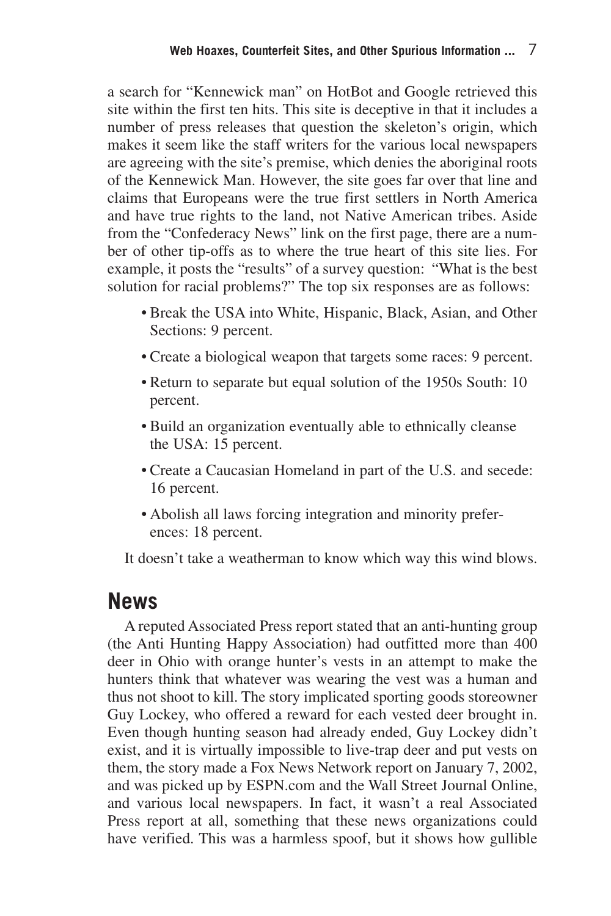a search for "Kennewick man" on HotBot and Google retrieved this site within the first ten hits. This site is deceptive in that it includes a number of press releases that question the skeleton's origin, which makes it seem like the staff writers for the various local newspapers are agreeing with the site's premise, which denies the aboriginal roots of the Kennewick Man. However, the site goes far over that line and claims that Europeans were the true first settlers in North America and have true rights to the land, not Native American tribes. Aside from the "Confederacy News" link on the first page, there are a number of other tip-offs as to where the true heart of this site lies. For example, it posts the "results" of a survey question: "What is the best solution for racial problems?" The top six responses are as follows:

- Break the USA into White, Hispanic, Black, Asian, and Other Sections: 9 percent.
- Create a biological weapon that targets some races: 9 percent.
- Return to separate but equal solution of the 1950s South: 10 percent.
- Build an organization eventually able to ethnically cleanse the USA: 15 percent.
- Create a Caucasian Homeland in part of the U.S. and secede: 16 percent.
- Abolish all laws forcing integration and minority preferences: 18 percent.

It doesn't take a weatherman to know which way this wind blows.

## News

A reputed Associated Press report stated that an anti-hunting group (the Anti Hunting Happy Association) had outfitted more than 400 deer in Ohio with orange hunter's vests in an attempt to make the hunters think that whatever was wearing the vest was a human and thus not shoot to kill. The story implicated sporting goods storeowner Guy Lockey, who offered a reward for each vested deer brought in. Even though hunting season had already ended, Guy Lockey didn't exist, and it is virtually impossible to live-trap deer and put vests on them, the story made a Fox News Network report on January 7, 2002, and was picked up by ESPN.com and the Wall Street Journal Online, and various local newspapers. In fact, it wasn't a real Associated Press report at all, something that these news organizations could have verified. This was a harmless spoof, but it shows how gullible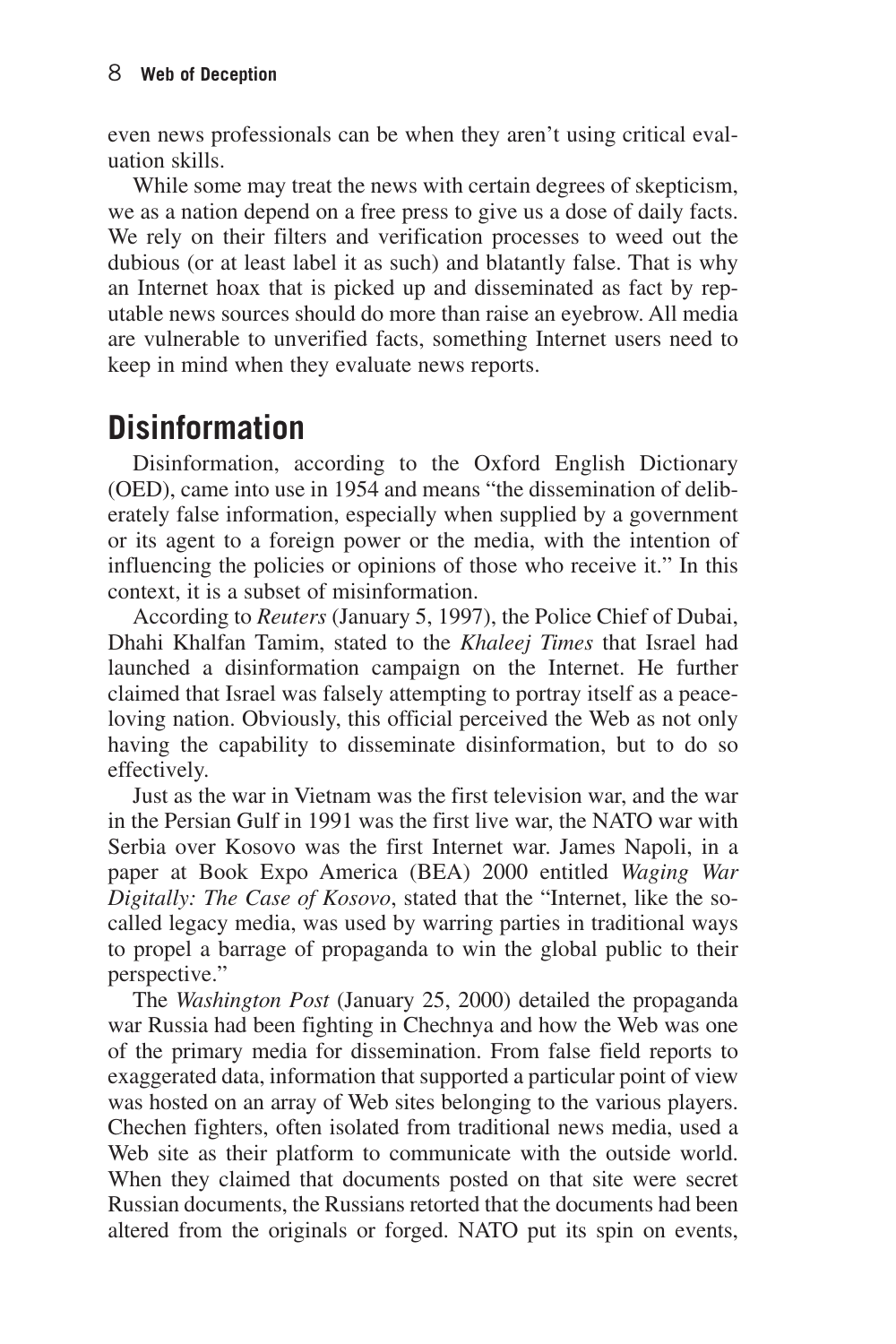even news professionals can be when they aren't using critical evaluation skills.

While some may treat the news with certain degrees of skepticism, we as a nation depend on a free press to give us a dose of daily facts. We rely on their filters and verification processes to weed out the dubious (or at least label it as such) and blatantly false. That is why an Internet hoax that is picked up and disseminated as fact by reputable news sources should do more than raise an eyebrow. All media are vulnerable to unverified facts, something Internet users need to keep in mind when they evaluate news reports.

## Disinformation

Disinformation, according to the Oxford English Dictionary (OED), came into use in 1954 and means "the dissemination of deliberately false information, especially when supplied by a government or its agent to a foreign power or the media, with the intention of influencing the policies or opinions of those who receive it." In this context, it is a subset of misinformation.

According to *Reuters* (January 5, 1997), the Police Chief of Dubai, Dhahi Khalfan Tamim, stated to the *Khaleej Times* that Israel had launched a disinformation campaign on the Internet. He further claimed that Israel was falsely attempting to portray itself as a peace-loving nation. Obviously, this official perceived the Web as not only having the capability to disseminate disinformation, but to do so effectively.

Just as the war in Vietnam was the first television war, and the war in the Persian Gulf in 1991 was the first live war, the NATO war with Serbia over Kosovo was the first Internet war. James Napoli, in a paper at Book Expo America (BEA) 2000 entitled *Waging War Digitally: The Case of Kosovo*, stated that the "Internet, like the so-called legacy media, was used by warring parties in traditional ways to propel a barrage of propaganda to win the global public to their perspective."

The *Washington Post* (January 25, 2000) detailed the propaganda war Russia had been fighting in Chechnya and how the Web was one of the primary media for dissemination. From false field reports to exaggerated data, information that supported a particular point of view was hosted on an array of Web sites belonging to the various players. Chechen fighters, often isolated from traditional news media, used a Web site as their platform to communicate with the outside world. When they claimed that documents posted on that site were secret Russian documents, the Russians retorted that the documents had been altered from the originals or forged. NATO put its spin on events,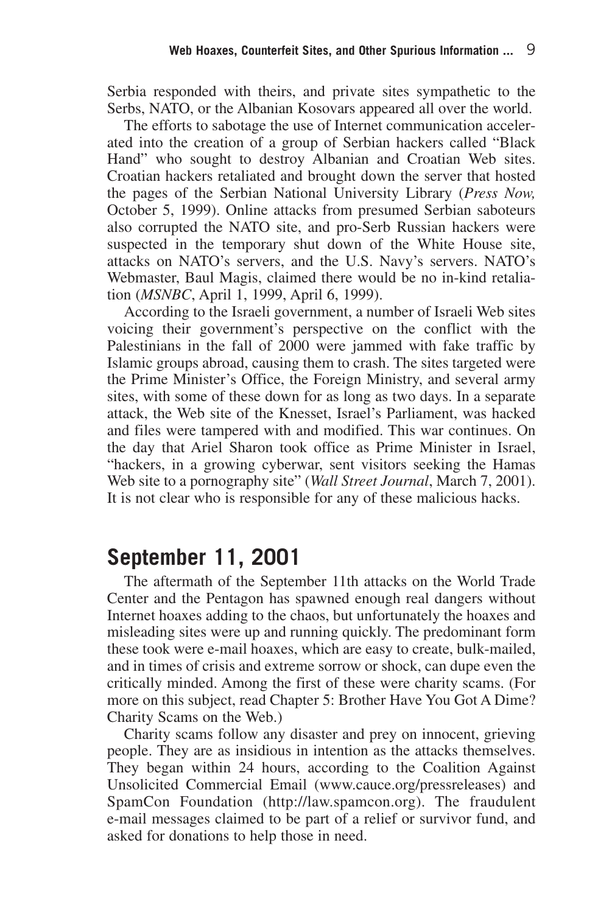Serbia responded with theirs, and private sites sympathetic to the Serbs, NATO, or the Albanian Kosovars appeared all over the world.

The efforts to sabotage the use of Internet communication accelerated into the creation of a group of Serbian hackers called "Black Hand" who sought to destroy Albanian and Croatian Web sites. Croatian hackers retaliated and brought down the server that hosted the pages of the Serbian National University Library (*Press Now,* October 5, 1999). Online attacks from presumed Serbian saboteurs also corrupted the NATO site, and pro-Serb Russian hackers were suspected in the temporary shut down of the White House site, attacks on NATO's servers, and the U.S. Navy's servers. NATO's Webmaster, Baul Magis, claimed there would be no in-kind retaliation (*MSNBC*, April 1, 1999, April 6, 1999).

According to the Israeli government, a number of Israeli Web sites voicing their government's perspective on the conflict with the Palestinians in the fall of 2000 were jammed with fake traffic by Islamic groups abroad, causing them to crash. The sites targeted were the Prime Minister's Office, the Foreign Ministry, and several army sites, with some of these down for as long as two days. In a separate attack, the Web site of the Knesset, Israel's Parliament, was hacked and files were tampered with and modified. This war continues. On the day that Ariel Sharon took office as Prime Minister in Israel, "hackers, in a growing cyberwar, sent visitors seeking the Hamas Web site to a pornography site" (*Wall Street Journal*, March 7, 2001). It is not clear who is responsible for any of these malicious hacks.

## September 11, 2001

The aftermath of the September 11th attacks on the World Trade Center and the Pentagon has spawned enough real dangers without Internet hoaxes adding to the chaos, but unfortunately the hoaxes and misleading sites were up and running quickly. The predominant form these took were e-mail hoaxes, which are easy to create, bulk-mailed, and in times of crisis and extreme sorrow or shock, can dupe even the critically minded. Among the first of these were charity scams. (For more on this subject, read Chapter 5: Brother Have You Got A Dime? Charity Scams on the Web.)

Charity scams follow any disaster and prey on innocent, grieving people. They are as insidious in intention as the attacks themselves. They began within 24 hours, according to the Coalition Against Unsolicited Commercial Email (www.cauce.org/pressreleases) and SpamCon Foundation (http://law.spamcon.org). The fraudulent e-mail messages claimed to be part of a relief or survivor fund, and asked for donations to help those in need.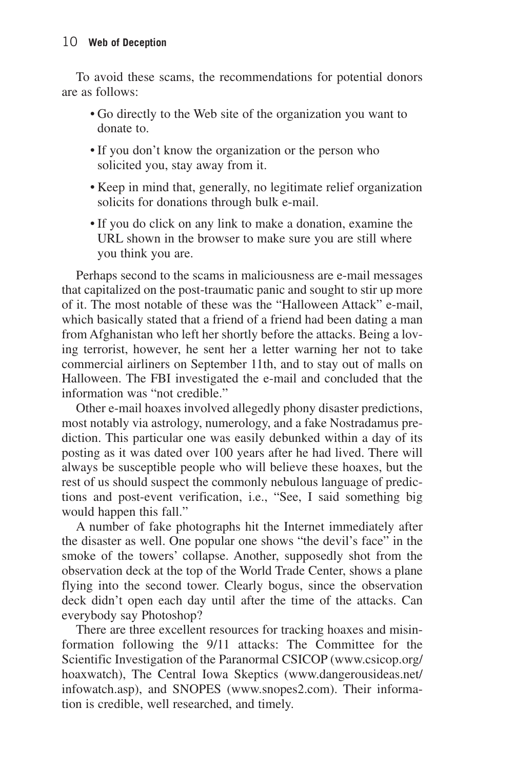To avoid these scams, the recommendations for potential donors are as follows:

- Go directly to the Web site of the organization you want to donate to.
- If you don't know the organization or the person who solicited you, stay away from it.
- Keep in mind that, generally, no legitimate relief organization solicits for donations through bulk e-mail.
- If you do click on any link to make a donation, examine the URL shown in the browser to make sure you are still where you think you are.

Perhaps second to the scams in maliciousness are e-mail messages that capitalized on the post-traumatic panic and sought to stir up more of it. The most notable of these was the "Halloween Attack" e-mail, which basically stated that a friend of a friend had been dating a man from Afghanistan who left her shortly before the attacks. Being a loving terrorist, however, he sent her a letter warning her not to take commercial airliners on September 11th, and to stay out of malls on Halloween. The FBI investigated the e-mail and concluded that the information was "not credible."

Other e-mail hoaxes involved allegedly phony disaster predictions, most notably via astrology, numerology, and a fake Nostradamus prediction. This particular one was easily debunked within a day of its posting as it was dated over 100 years after he had lived. There will always be susceptible people who will believe these hoaxes, but the rest of us should suspect the commonly nebulous language of predictions and post-event verification, i.e., "See, I said something big would happen this fall."

A number of fake photographs hit the Internet immediately after the disaster as well. One popular one shows "the devil's face" in the smoke of the towers' collapse. Another, supposedly shot from the observation deck at the top of the World Trade Center, shows a plane flying into the second tower. Clearly bogus, since the observation deck didn't open each day until after the time of the attacks. Can everybody say Photoshop?

There are three excellent resources for tracking hoaxes and misinformation following the 9/11 attacks: The Committee for the Scientific Investigation of the Paranormal CSICOP (www.csicop.org/hoaxwatch), The Central Iowa Skeptics (www.dangerousideas.net/infowatch.asp), and SNOPES (www.snopes2.com). Their information is credible, well researched, and timely.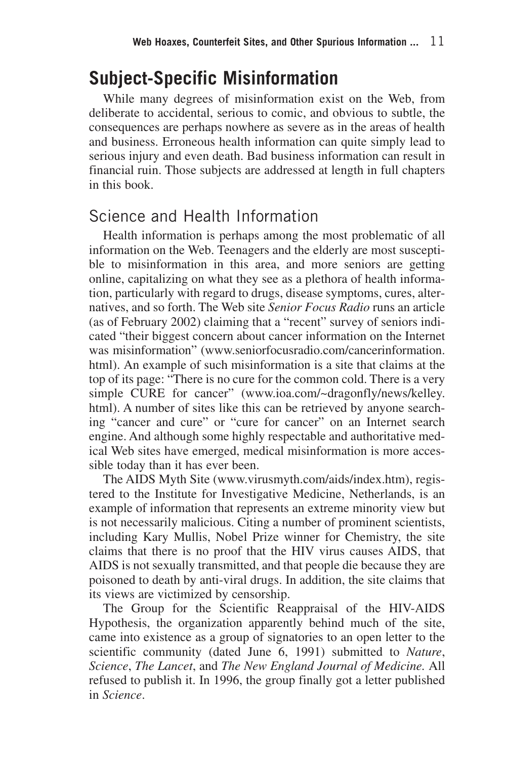## Subject-Specific Misinformation

While many degrees of misinformation exist on the Web, from deliberate to accidental, serious to comic, and obvious to subtle, the consequences are perhaps nowhere as severe as in the areas of health and business. Erroneous health information can quite simply lead to serious injury and even death. Bad business information can result in financial ruin. Those subjects are addressed at length in full chapters in this book.

### Science and Health Information

Health information is perhaps among the most problematic of all information on the Web. Teenagers and the elderly are most susceptible to misinformation in this area, and more seniors are getting online, capitalizing on what they see as a plethora of health information, particularly with regard to drugs, disease symptoms, cures, alternatives, and so forth. The Web site *Senior Focus Radio* runs an article (as of February 2002) claiming that a "recent" survey of seniors indicated "their biggest concern about cancer information on the Internet was misinformation" (www.seniorfocusradio.com/cancerinformation.html). An example of such misinformation is a site that claims at the top of its page: "There is no cure for the common cold. There is a very simple CURE for cancer" (www.ioa.com/~dragonfly/news/kelley.html). A number of sites like this can be retrieved by anyone searching "cancer and cure" or "cure for cancer" on an Internet search engine. And although some highly respectable and authoritative medical Web sites have emerged, medical misinformation is more accessible today than it has ever been.

The AIDS Myth Site (www.virusmyth.com/aids/index.htm), registered to the Institute for Investigative Medicine, Netherlands, is an example of information that represents an extreme minority view but is not necessarily malicious. Citing a number of prominent scientists, including Kary Mullis, Nobel Prize winner for Chemistry, the site claims that there is no proof that the HIV virus causes AIDS, that AIDS is not sexually transmitted, and that people die because they are poisoned to death by anti-viral drugs. In addition, the site claims that its views are victimized by censorship.

The Group for the Scientific Reappraisal of the HIV-AIDS Hypothesis, the organization apparently behind much of the site, came into existence as a group of signatories to an open letter to the scientific community (dated June 6, 1991) submitted to *Nature*, *Science*, *The Lancet*, and *The New England Journal of Medicine.* All refused to publish it. In 1996, the group finally got a letter published in *Science*.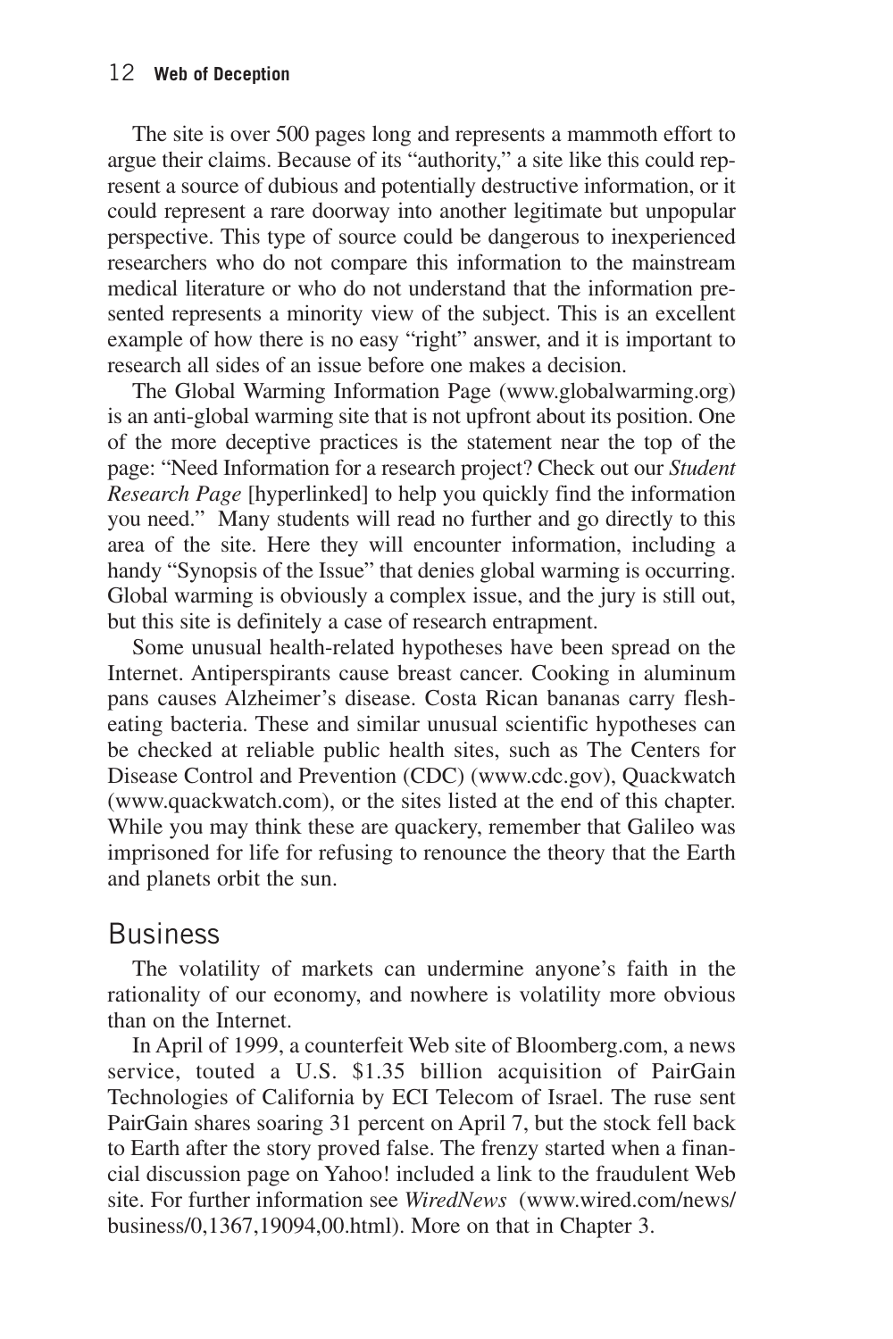The site is over 500 pages long and represents a mammoth effort to argue their claims. Because of its "authority," a site like this could represent a source of dubious and potentially destructive information, or it could represent a rare doorway into another legitimate but unpopular perspective. This type of source could be dangerous to inexperienced researchers who do not compare this information to the mainstream medical literature or who do not understand that the information presented represents a minority view of the subject. This is an excellent example of how there is no easy "right" answer, and it is important to research all sides of an issue before one makes a decision.

The Global Warming Information Page (www.globalwarming.org) is an anti-global warming site that is not upfront about its position. One of the more deceptive practices is the statement near the top of the page: "Need Information for a research project? Check out our *Student Research Page* [hyperlinked] to help you quickly find the information you need." Many students will read no further and go directly to this area of the site. Here they will encounter information, including a handy "Synopsis of the Issue" that denies global warming is occurring. Global warming is obviously a complex issue, and the jury is still out, but this site is definitely a case of research entrapment.

Some unusual health-related hypotheses have been spread on the Internet. Antiperspirants cause breast cancer. Cooking in aluminum pans causes Alzheimer's disease. Costa Rican bananas carry flesh-eating bacteria. These and similar unusual scientific hypotheses can be checked at reliable public health sites, such as The Centers for Disease Control and Prevention (CDC) (www.cdc.gov), Quackwatch (www.quackwatch.com), or the sites listed at the end of this chapter. While you may think these are quackery, remember that Galileo was imprisoned for life for refusing to renounce the theory that the Earth and planets orbit the sun.

## Business

The volatility of markets can undermine anyone's faith in the rationality of our economy, and nowhere is volatility more obvious than on the Internet.

In April of 1999, a counterfeit Web site of Bloomberg.com, a news service, touted a U.S. $1.35 billion acquisition of PairGain Technologies of California by ECI Telecom of Israel. The ruse sent PairGain shares soaring 31 percent on April 7, but the stock fell back to Earth after the story proved false. The frenzy started when a financial discussion page on Yahoo! included a link to the fraudulent Web site. For further information see *WiredNews* (www.wired.com/news/business/0,1367,19094,00.html). More on that in Chapter 3.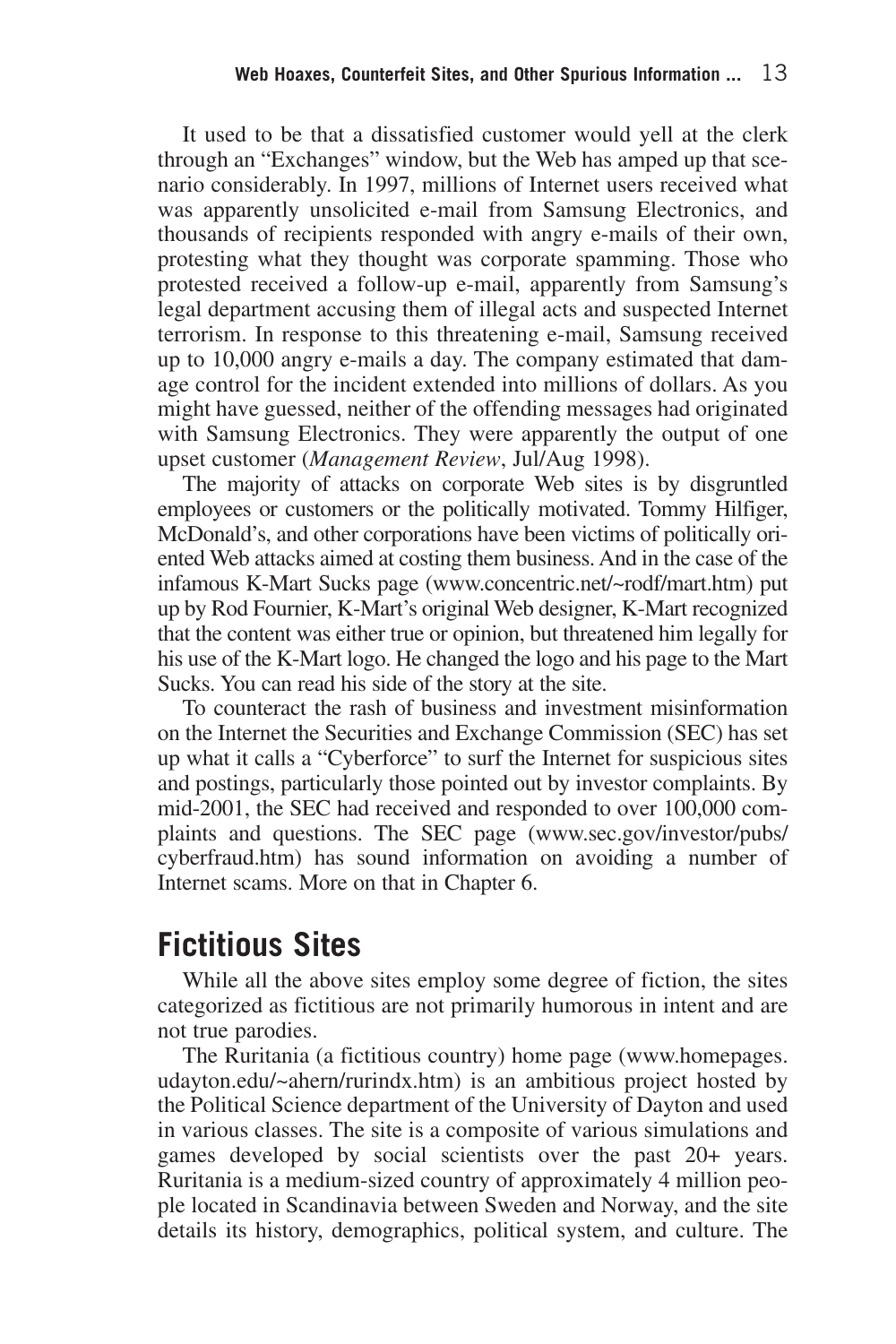It used to be that a dissatisfied customer would yell at the clerk through an "Exchanges" window, but the Web has amped up that scenario considerably. In 1997, millions of Internet users received what was apparently unsolicited e-mail from Samsung Electronics, and thousands of recipients responded with angry e-mails of their own, protesting what they thought was corporate spamming. Those who protested received a follow-up e-mail, apparently from Samsung's legal department accusing them of illegal acts and suspected Internet terrorism. In response to this threatening e-mail, Samsung received up to 10,000 angry e-mails a day. The company estimated that damage control for the incident extended into millions of dollars. As you might have guessed, neither of the offending messages had originated with Samsung Electronics. They were apparently the output of one upset customer (*Management Review*, Jul/Aug 1998).

The majority of attacks on corporate Web sites is by disgruntled employees or customers or the politically motivated. Tommy Hilfiger, McDonald's, and other corporations have been victims of politically oriented Web attacks aimed at costing them business. And in the case of the infamous K-Mart Sucks page (www.concentric.net/~rodf/mart.htm) put up by Rod Fournier, K-Mart's original Web designer, K-Mart recognized that the content was either true or opinion, but threatened him legally for his use of the K-Mart logo. He changed the logo and his page to the Mart Sucks. You can read his side of the story at the site.

To counteract the rash of business and investment misinformation on the Internet the Securities and Exchange Commission (SEC) has set up what it calls a "Cyberforce" to surf the Internet for suspicious sites and postings, particularly those pointed out by investor complaints. By mid-2001, the SEC had received and responded to over 100,000 complaints and questions. The SEC page (www.sec.gov/investor/pubs/cyberfraud.htm) has sound information on avoiding a number of Internet scams. More on that in Chapter 6.

## Fictitious Sites

While all the above sites employ some degree of fiction, the sites categorized as fictitious are not primarily humorous in intent and are not true parodies.

The Ruritania (a fictitious country) home page (www.homepages.udayton.edu/~ahern/rurindx.htm) is an ambitious project hosted by the Political Science department of the University of Dayton and used in various classes. The site is a composite of various simulations and games developed by social scientists over the past 20+ years. Ruritania is a medium-sized country of approximately 4 million people located in Scandinavia between Sweden and Norway, and the site details its history, demographics, political system, and culture. The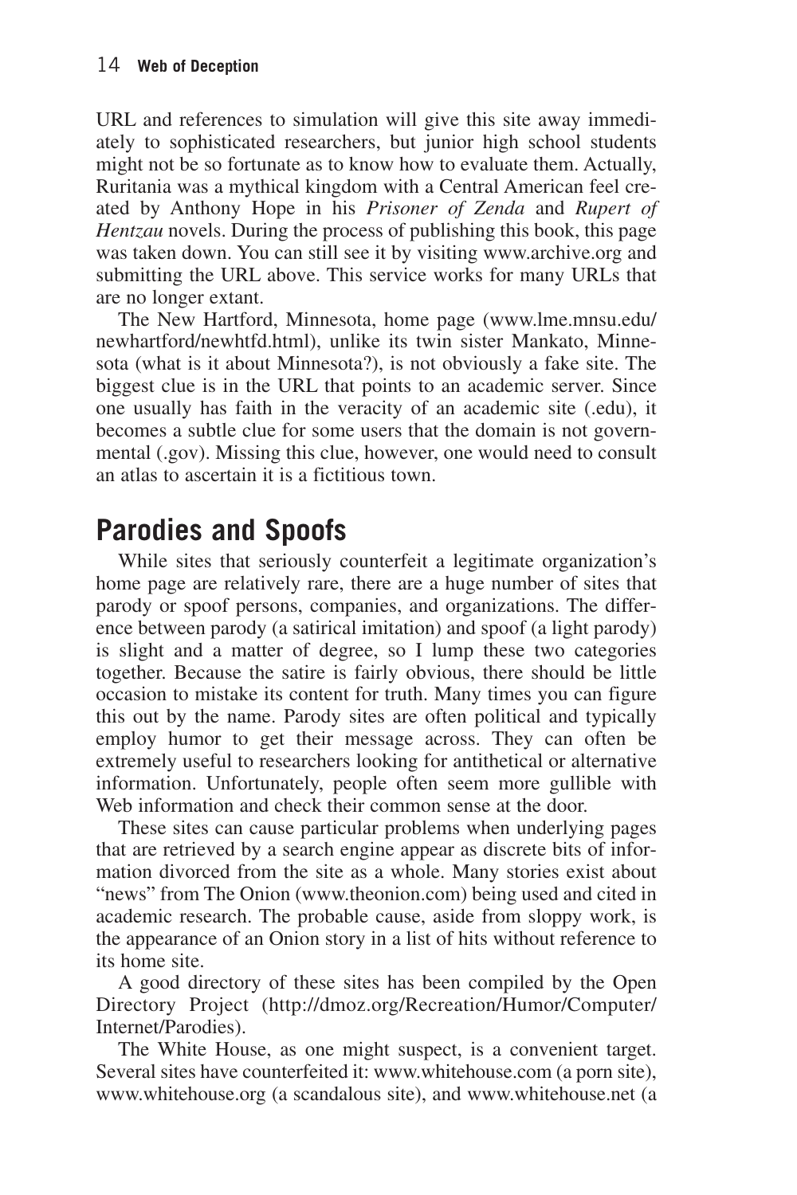URL and references to simulation will give this site away immediately to sophisticated researchers, but junior high school students might not be so fortunate as to know how to evaluate them. Actually, Ruritania was a mythical kingdom with a Central American feel created by Anthony Hope in his *Prisoner of Zenda* and *Rupert of Hentzau* novels. During the process of publishing this book, this page was taken down. You can still see it by visiting www.archive.org and submitting the URL above. This service works for many URLs that are no longer extant.

The New Hartford, Minnesota, home page (www.lme.mnsu.edu/newhartford/newhtfd.html), unlike its twin sister Mankato, Minnesota (what is it about Minnesota?), is not obviously a fake site. The biggest clue is in the URL that points to an academic server. Since one usually has faith in the veracity of an academic site (.edu), it becomes a subtle clue for some users that the domain is not governmental (.gov). Missing this clue, however, one would need to consult an atlas to ascertain it is a fictitious town.

## Parodies and Spoofs

While sites that seriously counterfeit a legitimate organization's home page are relatively rare, there are a huge number of sites that parody or spoof persons, companies, and organizations. The difference between parody (a satirical imitation) and spoof (a light parody) is slight and a matter of degree, so I lump these two categories together. Because the satire is fairly obvious, there should be little occasion to mistake its content for truth. Many times you can figure this out by the name. Parody sites are often political and typically employ humor to get their message across. They can often be extremely useful to researchers looking for antithetical or alternative information. Unfortunately, people often seem more gullible with Web information and check their common sense at the door.

These sites can cause particular problems when underlying pages that are retrieved by a search engine appear as discrete bits of information divorced from the site as a whole. Many stories exist about "news" from The Onion (www.theonion.com) being used and cited in academic research. The probable cause, aside from sloppy work, is the appearance of an Onion story in a list of hits without reference to its home site.

A good directory of these sites has been compiled by the Open Directory Project (http://dmoz.org/Recreation/Humor/Computer/Internet/Parodies).

The White House, as one might suspect, is a convenient target. Several sites have counterfeited it: www.whitehouse.com (a porn site), www.whitehouse.org (a scandalous site), and www.whitehouse.net (a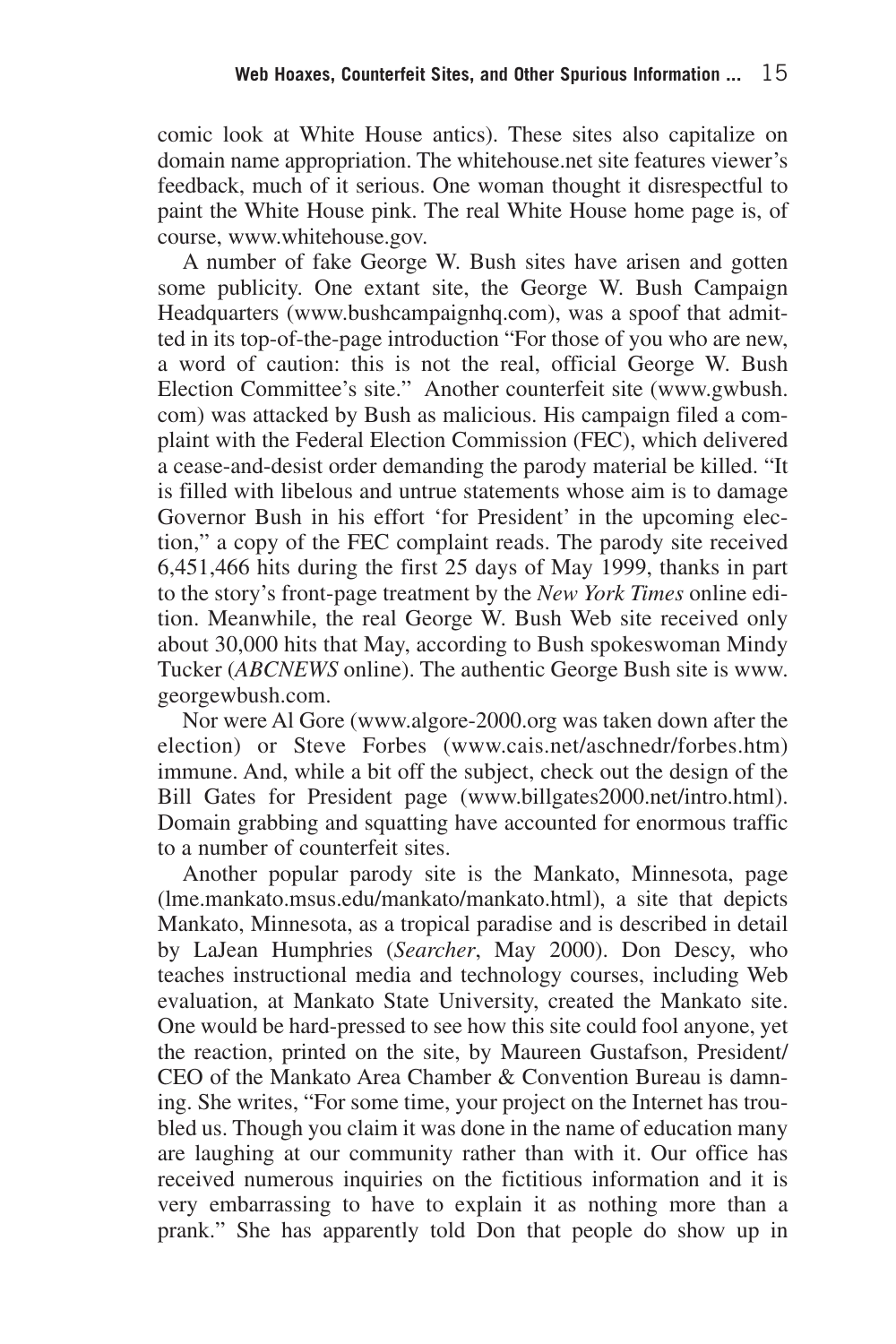comic look at White House antics). These sites also capitalize on domain name appropriation. The whitehouse.net site features viewer's feedback, much of it serious. One woman thought it disrespectful to paint the White House pink. The real White House home page is, of course, www.whitehouse.gov.

A number of fake George W. Bush sites have arisen and gotten some publicity. One extant site, the George W. Bush Campaign Headquarters (www.bushcampaignhq.com), was a spoof that admitted in its top-of-the-page introduction "For those of you who are new, a word of caution: this is not the real, official George W. Bush Election Committee's site." Another counterfeit site (www.gwbush.com) was attacked by Bush as malicious. His campaign filed a complaint with the Federal Election Commission (FEC), which delivered a cease-and-desist order demanding the parody material be killed. "It is filled with libelous and untrue statements whose aim is to damage Governor Bush in his effort 'for President' in the upcoming election," a copy of the FEC complaint reads. The parody site received 6,451,466 hits during the first 25 days of May 1999, thanks in part to the story's front-page treatment by the *New York Times* online edition. Meanwhile, the real George W. Bush Web site received only about 30,000 hits that May, according to Bush spokeswoman Mindy Tucker (*ABCNEWS* online). The authentic George Bush site is www.georgewbush.com.

Nor were Al Gore (www.algore-2000.org was taken down after the election) or Steve Forbes (www.cais.net/aschnedr/forbes.htm) immune. And, while a bit off the subject, check out the design of the Bill Gates for President page (www.billgates2000.net/intro.html). Domain grabbing and squatting have accounted for enormous traffic to a number of counterfeit sites.

Another popular parody site is the Mankato, Minnesota, page (lme.mankato.msus.edu/mankato/mankato.html), a site that depicts Mankato, Minnesota, as a tropical paradise and is described in detail by LaJean Humphries (*Searcher*, May 2000). Don Descy, who teaches instructional media and technology courses, including Web evaluation, at Mankato State University, created the Mankato site. One would be hard-pressed to see how this site could fool anyone, yet the reaction, printed on the site, by Maureen Gustafson, President/CEO of the Mankato Area Chamber & Convention Bureau is damning. She writes, "For some time, your project on the Internet has troubled us. Though you claim it was done in the name of education many are laughing at our community rather than with it. Our office has received numerous inquiries on the fictitious information and it is very embarrassing to have to explain it as nothing more than a prank." She has apparently told Don that people do show up in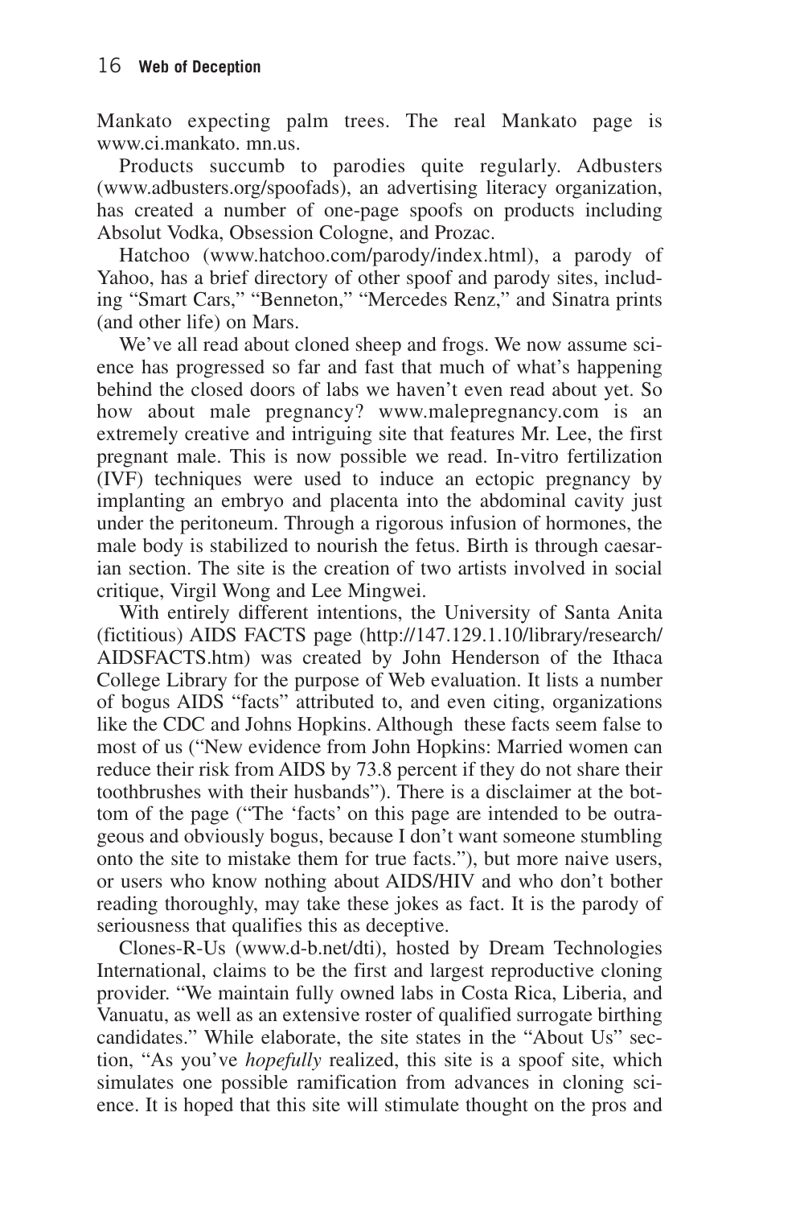Mankato expecting palm trees. The real Mankato page is www.ci.mankato. mn.us.

Products succumb to parodies quite regularly. Adbusters (www.adbusters.org/spoofads), an advertising literacy organization, has created a number of one-page spoofs on products including Absolut Vodka, Obsession Cologne, and Prozac.

Hatchoo (www.hatchoo.com/parody/index.html), a parody of Yahoo, has a brief directory of other spoof and parody sites, including "Smart Cars," "Benneton," "Mercedes Renz," and Sinatra prints (and other life) on Mars.

We've all read about cloned sheep and frogs. We now assume science has progressed so far and fast that much of what's happening behind the closed doors of labs we haven't even read about yet. So how about male pregnancy? www.malepregnancy.com is an extremely creative and intriguing site that features Mr. Lee, the first pregnant male. This is now possible we read. In-vitro fertilization (IVF) techniques were used to induce an ectopic pregnancy by implanting an embryo and placenta into the abdominal cavity just under the peritoneum. Through a rigorous infusion of hormones, the male body is stabilized to nourish the fetus. Birth is through caesarian section. The site is the creation of two artists involved in social critique, Virgil Wong and Lee Mingwei.

With entirely different intentions, the University of Santa Anita (fictitious) AIDS FACTS page (http://147.129.1.10/library/research/AIDSFACTS.htm) was created by John Henderson of the Ithaca College Library for the purpose of Web evaluation. It lists a number of bogus AIDS "facts" attributed to, and even citing, organizations like the CDC and Johns Hopkins. Although these facts seem false to most of us ("New evidence from John Hopkins: Married women can reduce their risk from AIDS by 73.8 percent if they do not share their toothbrushes with their husbands"). There is a disclaimer at the bottom of the page ("The 'facts' on this page are intended to be outrageous and obviously bogus, because I don't want someone stumbling onto the site to mistake them for true facts."), but more naive users, or users who know nothing about AIDS/HIV and who don't bother reading thoroughly, may take these jokes as fact. It is the parody of seriousness that qualifies this as deceptive.

Clones-R-Us (www.d-b.net/dti), hosted by Dream Technologies International, claims to be the first and largest reproductive cloning provider. "We maintain fully owned labs in Costa Rica, Liberia, and Vanuatu, as well as an extensive roster of qualified surrogate birthing candidates." While elaborate, the site states in the "About Us" section, "As you've *hopefully* realized, this site is a spoof site, which simulates one possible ramification from advances in cloning science. It is hoped that this site will stimulate thought on the pros and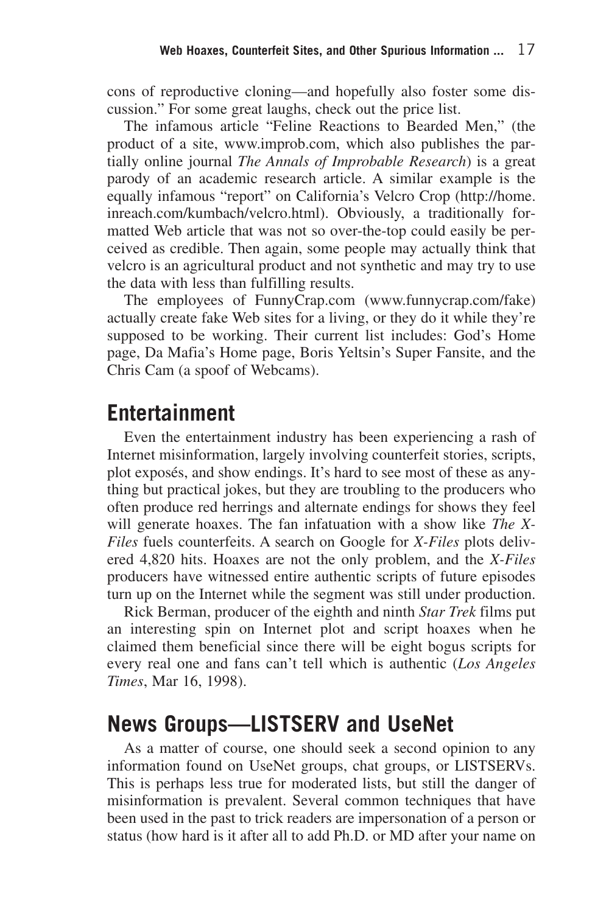cons of reproductive cloning—and hopefully also foster some discussion." For some great laughs, check out the price list.

The infamous article "Feline Reactions to Bearded Men," (the product of a site, www.improb.com, which also publishes the partially online journal *The Annals of Improbable Research*) is a great parody of an academic research article. A similar example is the equally infamous "report" on California's Velcro Crop (http://home.inreach.com/kumbach/velcro.html). Obviously, a traditionally formatted Web article that was not so over-the-top could easily be perceived as credible. Then again, some people may actually think that velcro is an agricultural product and not synthetic and may try to use the data with less than fulfilling results.

The employees of FunnyCrap.com (www.funnycrap.com/fake) actually create fake Web sites for a living, or they do it while they're supposed to be working. Their current list includes: God's Home page, Da Mafia's Home page, Boris Yeltsin's Super Fansite, and the Chris Cam (a spoof of Webcams).

## Entertainment

Even the entertainment industry has been experiencing a rash of Internet misinformation, largely involving counterfeit stories, scripts, plot exposés, and show endings. It's hard to see most of these as anything but practical jokes, but they are troubling to the producers who often produce red herrings and alternate endings for shows they feel will generate hoaxes. The fan infatuation with a show like *The X-Files* fuels counterfeits. A search on Google for *X-Files* plots delivered 4,820 hits. Hoaxes are not the only problem, and the *X-Files* producers have witnessed entire authentic scripts of future episodes turn up on the Internet while the segment was still under production.

Rick Berman, producer of the eighth and ninth *Star Trek* films put an interesting spin on Internet plot and script hoaxes when he claimed them beneficial since there will be eight bogus scripts for every real one and fans can't tell which is authentic (*Los Angeles Times*, Mar 16, 1998).

## News Groups—LISTSERV and UseNet

As a matter of course, one should seek a second opinion to any information found on UseNet groups, chat groups, or LISTSERVs. This is perhaps less true for moderated lists, but still the danger of misinformation is prevalent. Several common techniques that have been used in the past to trick readers are impersonation of a person or status (how hard is it after all to add Ph.D. or MD after your name on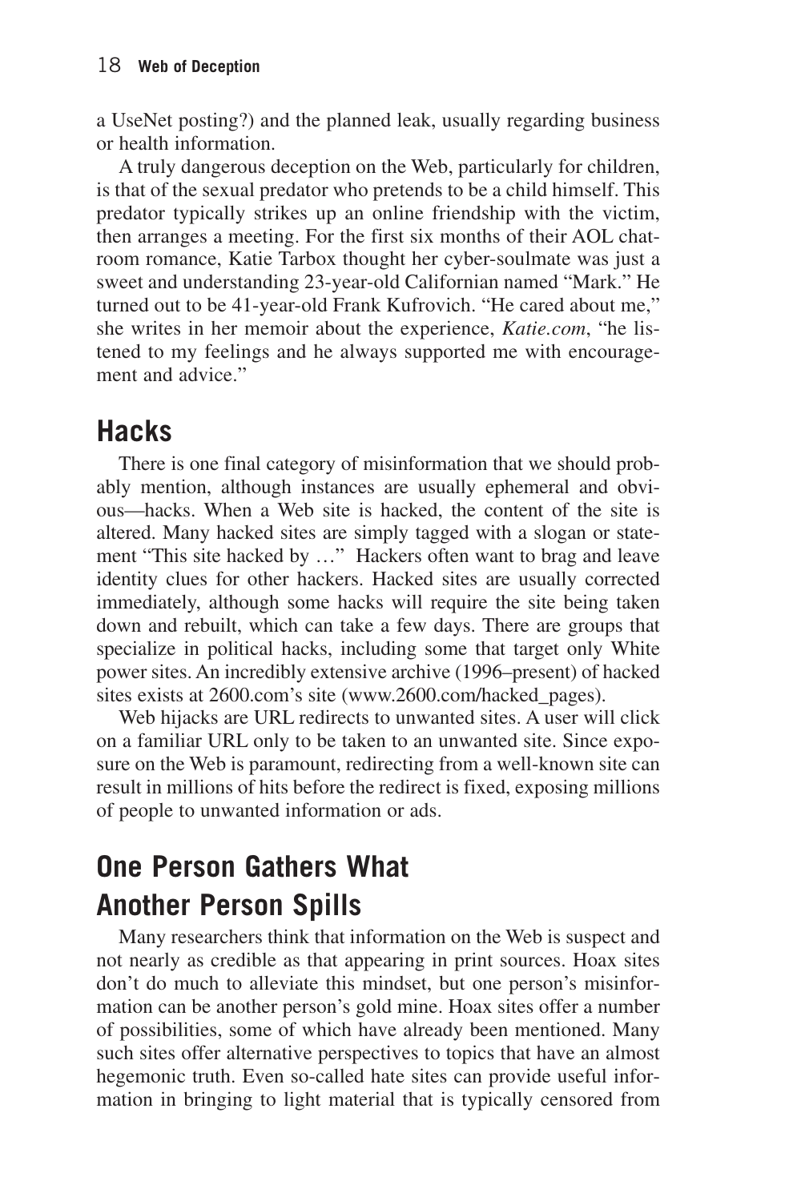a UseNet posting?) and the planned leak, usually regarding business or health information.

A truly dangerous deception on the Web, particularly for children, is that of the sexual predator who pretends to be a child himself. This predator typically strikes up an online friendship with the victim, then arranges a meeting. For the first six months of their AOL chatroom romance, Katie Tarbox thought her cyber-soulmate was just a sweet and understanding 23-year-old Californian named "Mark." He turned out to be 41-year-old Frank Kufrovich. "He cared about me," she writes in her memoir about the experience, *Katie.com*, "he listened to my feelings and he always supported me with encouragement and advice."

## Hacks

There is one final category of misinformation that we should probably mention, although instances are usually ephemeral and obvious—hacks. When a Web site is hacked, the content of the site is altered. Many hacked sites are simply tagged with a slogan or statement "This site hacked by …" Hackers often want to brag and leave identity clues for other hackers. Hacked sites are usually corrected immediately, although some hacks will require the site being taken down and rebuilt, which can take a few days. There are groups that specialize in political hacks, including some that target only White power sites. An incredibly extensive archive (1996–present) of hacked sites exists at 2600.com's site (www.2600.com/hacked_pages).

Web hijacks are URL redirects to unwanted sites. A user will click on a familiar URL only to be taken to an unwanted site. Since exposure on the Web is paramount, redirecting from a well-known site can result in millions of hits before the redirect is fixed, exposing millions of people to unwanted information or ads.

## One Person Gathers What Another Person Spills

Many researchers think that information on the Web is suspect and not nearly as credible as that appearing in print sources. Hoax sites don't do much to alleviate this mindset, but one person's misinformation can be another person's gold mine. Hoax sites offer a number of possibilities, some of which have already been mentioned. Many such sites offer alternative perspectives to topics that have an almost hegemonic truth. Even so-called hate sites can provide useful information in bringing to light material that is typically censored from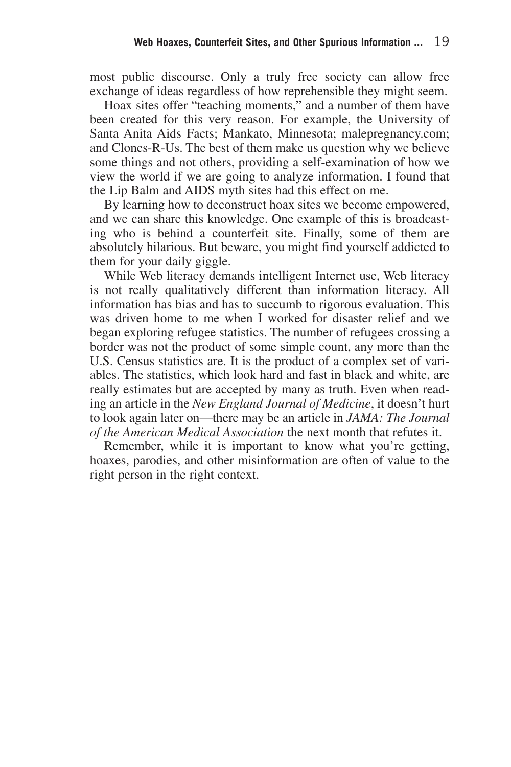most public discourse. Only a truly free society can allow free exchange of ideas regardless of how reprehensible they might seem.

Hoax sites offer "teaching moments," and a number of them have been created for this very reason. For example, the University of Santa Anita Aids Facts; Mankato, Minnesota; malepregnancy.com; and Clones-R-Us. The best of them make us question why we believe some things and not others, providing a self-examination of how we view the world if we are going to analyze information. I found that the Lip Balm and AIDS myth sites had this effect on me.

By learning how to deconstruct hoax sites we become empowered, and we can share this knowledge. One example of this is broadcasting who is behind a counterfeit site. Finally, some of them are absolutely hilarious. But beware, you might find yourself addicted to them for your daily giggle.

While Web literacy demands intelligent Internet use, Web literacy is not really qualitatively different than information literacy. All information has bias and has to succumb to rigorous evaluation. This was driven home to me when I worked for disaster relief and we began exploring refugee statistics. The number of refugees crossing a border was not the product of some simple count, any more than the U.S. Census statistics are. It is the product of a complex set of variables. The statistics, which look hard and fast in black and white, are really estimates but are accepted by many as truth. Even when reading an article in the *New England Journal of Medicine*, it doesn't hurt to look again later on—there may be an article in *JAMA: The Journal of the American Medical Association* the next month that refutes it.

Remember, while it is important to know what you're getting, hoaxes, parodies, and other misinformation are often of value to the right person in the right context.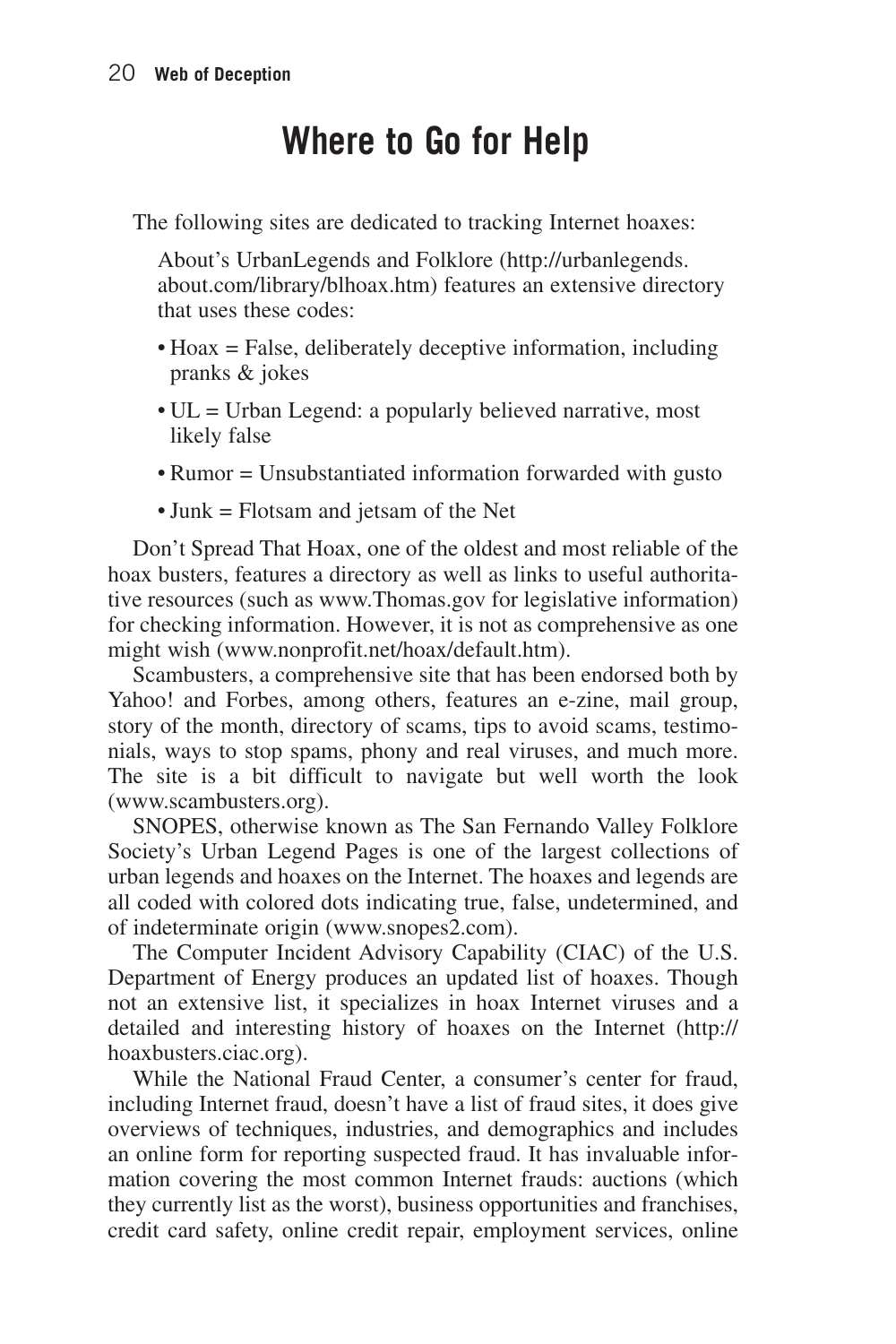# Where to Go for Help

The following sites are dedicated to tracking Internet hoaxes:

About's UrbanLegends and Folklore (http://urbanlegends.about.com/library/blhoax.htm) features an extensive directory that uses these codes:

- Hoax = False, deliberately deceptive information, including pranks & jokes
- UL = Urban Legend: a popularly believed narrative, most likely false
- Rumor = Unsubstantiated information forwarded with gusto
- Junk = Flotsam and jetsam of the Net

Don't Spread That Hoax, one of the oldest and most reliable of the hoax busters, features a directory as well as links to useful authoritative resources (such as www.Thomas.gov for legislative information) for checking information. However, it is not as comprehensive as one might wish (www.nonprofit.net/hoax/default.htm).

Scambusters, a comprehensive site that has been endorsed both by Yahoo! and Forbes, among others, features an e-zine, mail group, story of the month, directory of scams, tips to avoid scams, testimonials, ways to stop spams, phony and real viruses, and much more. The site is a bit difficult to navigate but well worth the look (www.scambusters.org).

SNOPES, otherwise known as The San Fernando Valley Folklore Society's Urban Legend Pages is one of the largest collections of urban legends and hoaxes on the Internet. The hoaxes and legends are all coded with colored dots indicating true, false, undetermined, and of indeterminate origin (www.snopes2.com).

The Computer Incident Advisory Capability (CIAC) of the U.S. Department of Energy produces an updated list of hoaxes. Though not an extensive list, it specializes in hoax Internet viruses and a detailed and interesting history of hoaxes on the Internet (http://hoaxbusters.ciac.org).

While the National Fraud Center, a consumer's center for fraud, including Internet fraud, doesn't have a list of fraud sites, it does give overviews of techniques, industries, and demographics and includes an online form for reporting suspected fraud. It has invaluable information covering the most common Internet frauds: auctions (which they currently list as the worst), business opportunities and franchises, credit card safety, online credit repair, employment services, online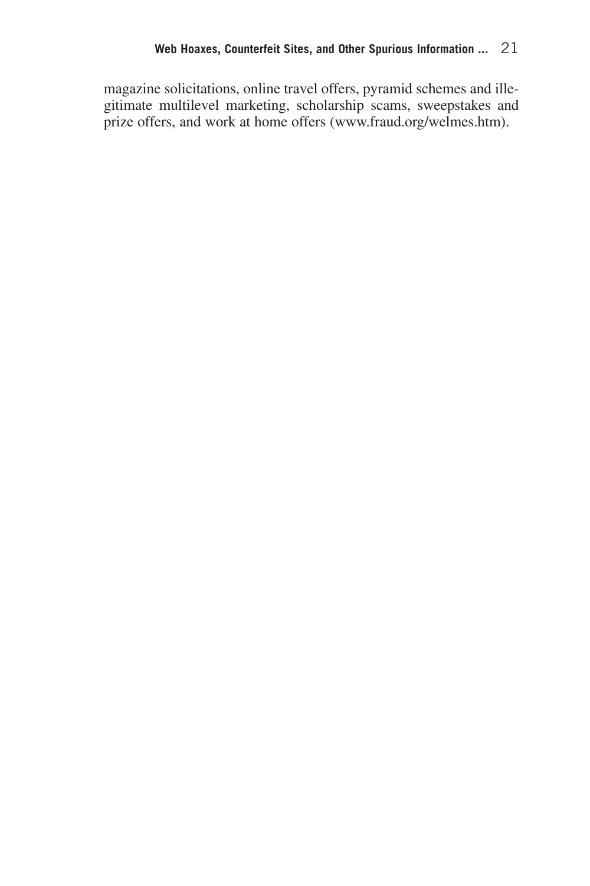magazine solicitations, online travel offers, pyramid schemes and illegitimate multilevel marketing, scholarship scams, sweepstakes and prize offers, and work at home offers (www.fraud.org/welmes.htm).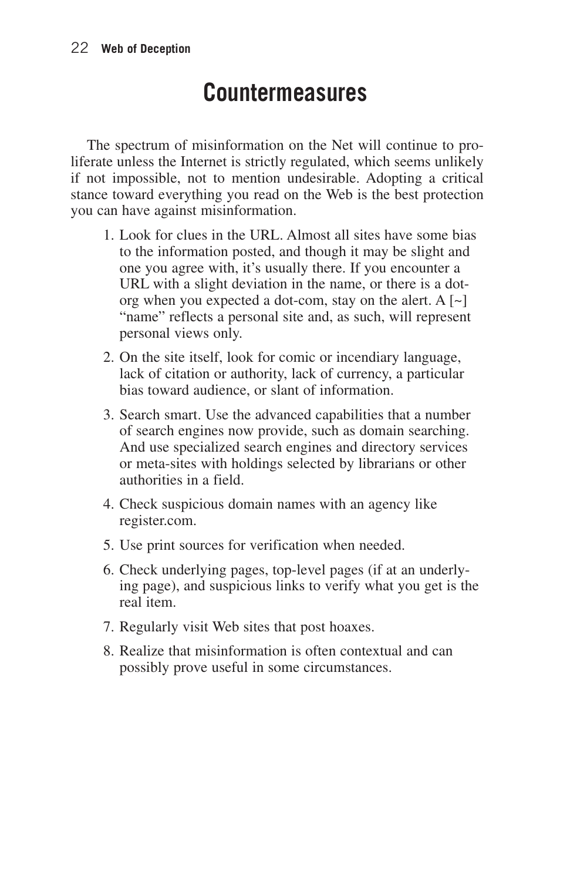# Countermeasures

The spectrum of misinformation on the Net will continue to proliferate unless the Internet is strictly regulated, which seems unlikely if not impossible, not to mention undesirable. Adopting a critical stance toward everything you read on the Web is the best protection you can have against misinformation.

1. Look for clues in the URL. Almost all sites have some bias to the information posted, and though it may be slight and one you agree with, it's usually there. If you encounter a URL with a slight deviation in the name, or there is a dot-org when you expected a dot-com, stay on the alert. A [~] "name" reflects a personal site and, as such, will represent personal views only.
2. On the site itself, look for comic or incendiary language, lack of citation or authority, lack of currency, a particular bias toward audience, or slant of information.
3. Search smart. Use the advanced capabilities that a number of search engines now provide, such as domain searching. And use specialized search engines and directory services or meta-sites with holdings selected by librarians or other authorities in a field.
4. Check suspicious domain names with an agency like register.com.
5. Use print sources for verification when needed.
6. Check underlying pages, top-level pages (if at an underlying page), and suspicious links to verify what you get is the real item.
7. Regularly visit Web sites that post hoaxes.
8. Realize that misinformation is often contextual and can possibly prove useful in some circumstances.